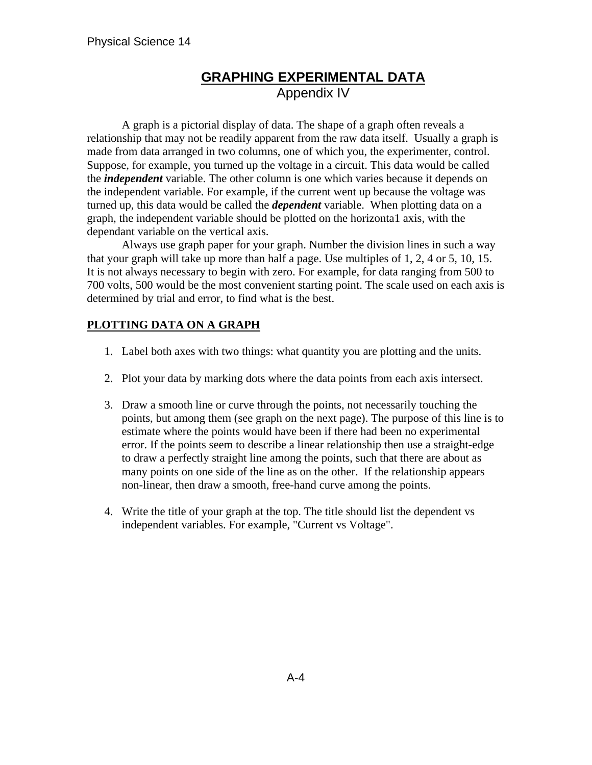# GRAPHING EXPERIMENTAL DATA

Appendix IV

A graph is a pictorial display of data. The shape of a graph often reveals a relationship that may not be readily apparent from the raw data itself. Usually a graph is made from data arranged in two columns, one of which you, the experimenter, control. Suppose, for example, you turned up the voltage in a circuit. This data would be called the ***independent*** variable. The other column is one which varies because it depends on the independent variable. For example, if the current went up because the voltage was turned up, this data would be called the ***dependent*** variable. When plotting data on a graph, the independent variable should be plotted on the horizonta1 axis, with the dependant variable on the vertical axis.

Always use graph paper for your graph. Number the division lines in such a way that your graph will take up more than half a page. Use multiples of 1, 2, 4 or 5, 10, 15. It is not always necessary to begin with zero. For example, for data ranging from 500 to 700 volts, 500 would be the most convenient starting point. The scale used on each axis is determined by trial and error, to find what is the best.

## PLOTTING DATA ON A GRAPH

1. Label both axes with two things: what quantity you are plotting and the units.

2. Plot your data by marking dots where the data points from each axis intersect.

3. Draw a smooth line or curve through the points, not necessarily touching the points, but among them (see graph on the next page). The purpose of this line is to estimate where the points would have been if there had been no experimental error. If the points seem to describe a linear relationship then use a straight-edge to draw a perfectly straight line among the points, such that there are about as many points on one side of the line as on the other. If the relationship appears non-linear, then draw a smooth, free-hand curve among the points.

4. Write the title of your graph at the top. The title should list the dependent vs independent variables. For example, "Current vs Voltage".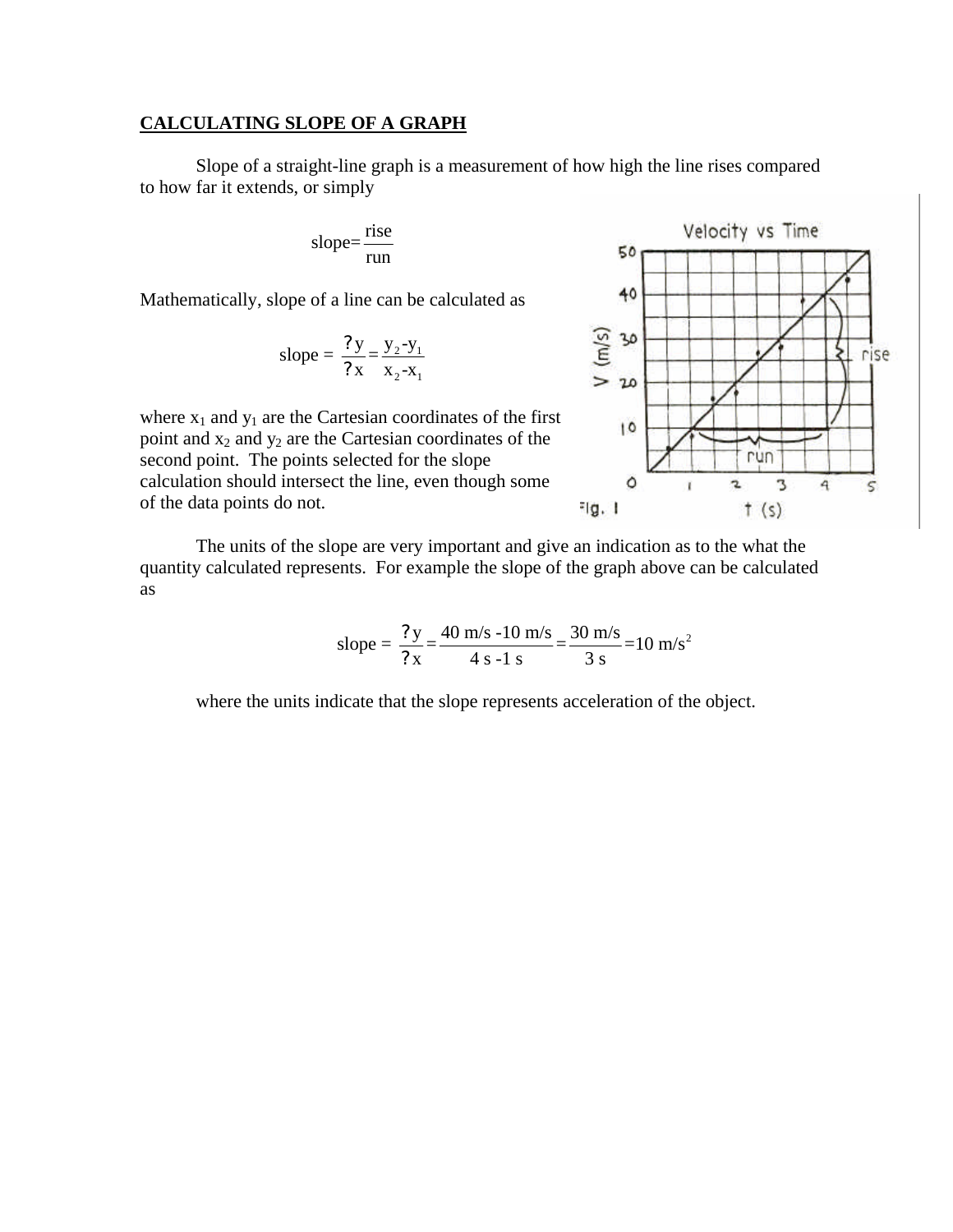**CALCULATING SLOPE OF A GRAPH**

Slope of a straight-line graph is a measurement of how high the line rises compared to how far it extends, or simply

$$\text{slope}=\frac{\text{rise}}{\text{run}}$$

Mathematically, slope of a line can be calculated as

$$\text{slope} = \frac{?y}{?x}=\frac{y_2 - y_1}{x_2 - x_1}$$

where $x_1$ and $y_1$ are the Cartesian coordinates of the first point and $x_2$ and $y_2$ are the Cartesian coordinates of the second point. The points selected for the slope calculation should intersect the line, even though some of the data points do not.

Velocity vs Time

50
40
30
20
10
0
V (m/s)
rise
run
1
2
3
4
5
t (s)

Fig. 1

The units of the slope are very important and give an indication as to the what the quantity calculated represents. For example the slope of the graph above can be calculated as

$$\text{slope} = \frac{?y}{?x}=\frac{40\ \text{m/s} - 10\ \text{m/s}}{4\ \text{s} - 1\ \text{s}}=\frac{30\ \text{m/s}}{3\ \text{s}}=10\ \text{m/s}^2$$

where the units indicate that the slope represents acceleration of the object.